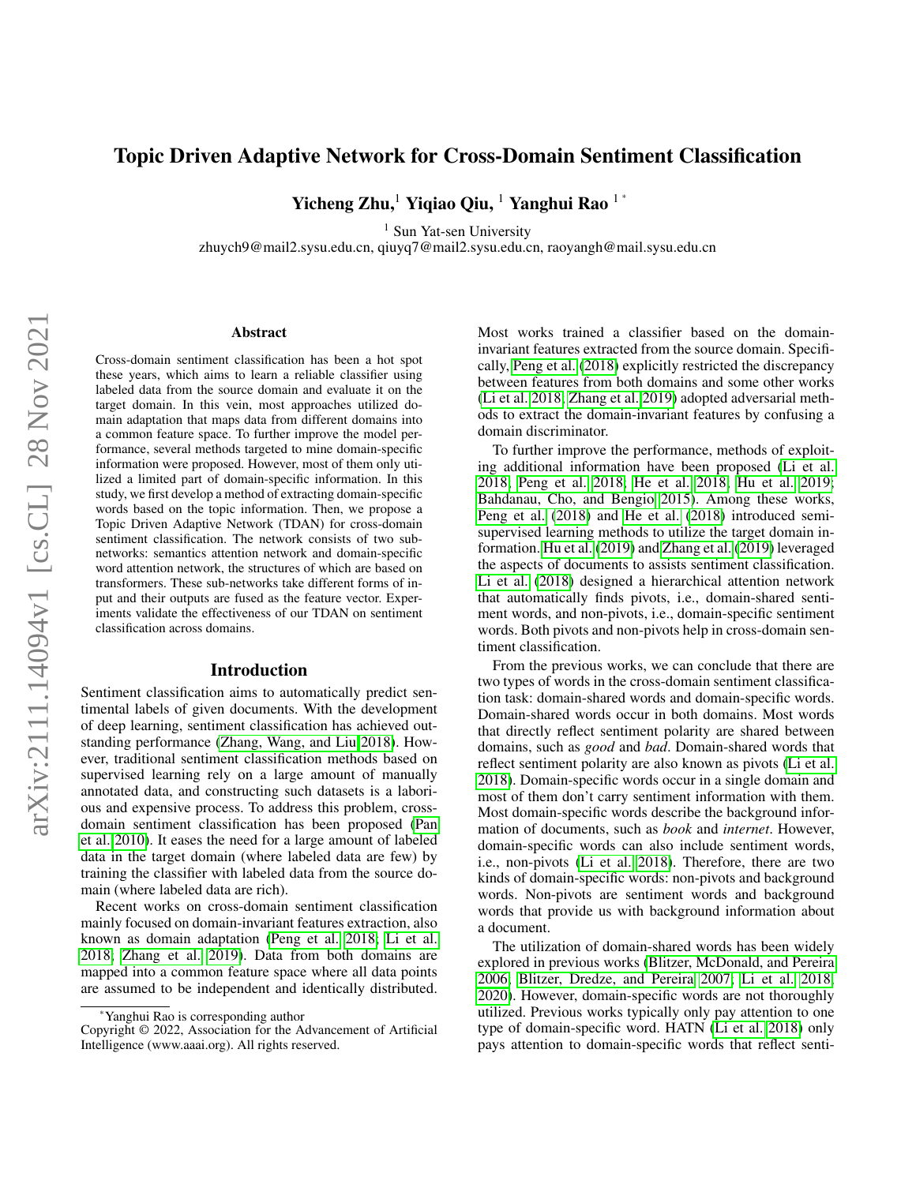# Topic Driven Adaptive Network for Cross-Domain Sentiment Classification

**Yicheng Zhu,[1] Yiqiao Qiu,[1] Yanghui Rao[1*]**

[1] Sun Yat-sen University

zhuych9@mail2.sysu.edu.cn, qiuyq7@mail2.sysu.edu.cn, raoyangh@mail.sysu.edu.cn

## Abstract

Cross-domain sentiment classification has been a hot spot these years, which aims to learn a reliable classifier using labeled data from the source domain and evaluate it on the target domain. In this vein, most approaches utilized domain adaptation that maps data from different domains into a common feature space. To further improve the model performance, several methods targeted to mine domain-specific information were proposed. However, most of them only utilized a limited part of domain-specific information. In this study, we first develop a method of extracting domain-specific words based on the topic information. Then, we propose a Topic Driven Adaptive Network (TDAN) for cross-domain sentiment classification. The network consists of two sub-networks: semantics attention network and domain-specific word attention network, the structures of which are based on transformers. These sub-networks take different forms of input and their outputs are fused as the feature vector. Experiments validate the effectiveness of our TDAN on sentiment classification across domains.

## Introduction

Sentiment classification aims to automatically predict sentimental labels of given documents. With the development of deep learning, sentiment classification has achieved outstanding performance (Zhang, Wang, and Liu 2018). However, traditional sentiment classification methods based on supervised learning rely on a large amount of manually annotated data, and constructing such datasets is a laborious and expensive process. To address this problem, cross-domain sentiment classification has been proposed (Pan et al. 2010). It eases the need for a large amount of labeled data in the target domain (where labeled data are few) by training the classifier with labeled data from the source domain (where labeled data are rich).

Recent works on cross-domain sentiment classification mainly focused on domain-invariant features extraction, also known as domain adaptation (Peng et al. 2018; Li et al. 2018; Zhang et al. 2019). Data from both domains are mapped into a common feature space where all data points are assumed to be independent and identically distributed. Most works trained a classifier based on the domain-invariant features extracted from the source domain. Specifically, Peng et al. (2018) explicitly restricted the discrepancy between features from both domains and some other works (Li et al. 2018; Zhang et al. 2019) adopted adversarial methods to extract the domain-invariant features by confusing a domain discriminator.

To further improve the performance, methods of exploiting additional information have been proposed (Li et al. 2018; Peng et al. 2018; He et al. 2018; Hu et al. 2019; Bahdanau, Cho, and Bengio 2015). Among these works, Peng et al. (2018) and He et al. (2018) introduced semi-supervised learning methods to utilize the target domain information. Hu et al. (2019) and Zhang et al. (2019) leveraged the aspects of documents to assists sentiment classification. Li et al. (2018) designed a hierarchical attention network that automatically finds pivots, i.e., domain-shared sentiment words, and non-pivots, i.e., domain-specific sentiment words. Both pivots and non-pivots help in cross-domain sentiment classification.

From the previous works, we can conclude that there are two types of words in the cross-domain sentiment classification task: domain-shared words and domain-specific words. Domain-shared words occur in both domains. Most words that directly reflect sentiment polarity are shared between domains, such as *good* and *bad*. Domain-shared words that reflect sentiment polarity are also known as pivots (Li et al. 2018). Domain-specific words occur in a single domain and most of them don't carry sentiment information with them. Most domain-specific words describe the background information of documents, such as *book* and *internet*. However, domain-specific words can also include sentiment words, i.e., non-pivots (Li et al. 2018). Therefore, there are two kinds of domain-specific words: non-pivots and background words. Non-pivots are sentiment words and background words that provide us with background information about a document.

The utilization of domain-shared words has been widely explored in previous works (Blitzer, McDonald, and Pereira 2006; Blitzer, Dredze, and Pereira 2007; Li et al. 2018, 2020). However, domain-specific words are not thoroughly utilized. Previous works typically only pay attention to one type of domain-specific word. HATN (Li et al. 2018) only pays attention to domain-specific words that reflect senti-

*Yanghui Rao is corresponding author

Copyright © 2022, Association for the Advancement of Artificial Intelligence (www.aaai.org). All rights reserved.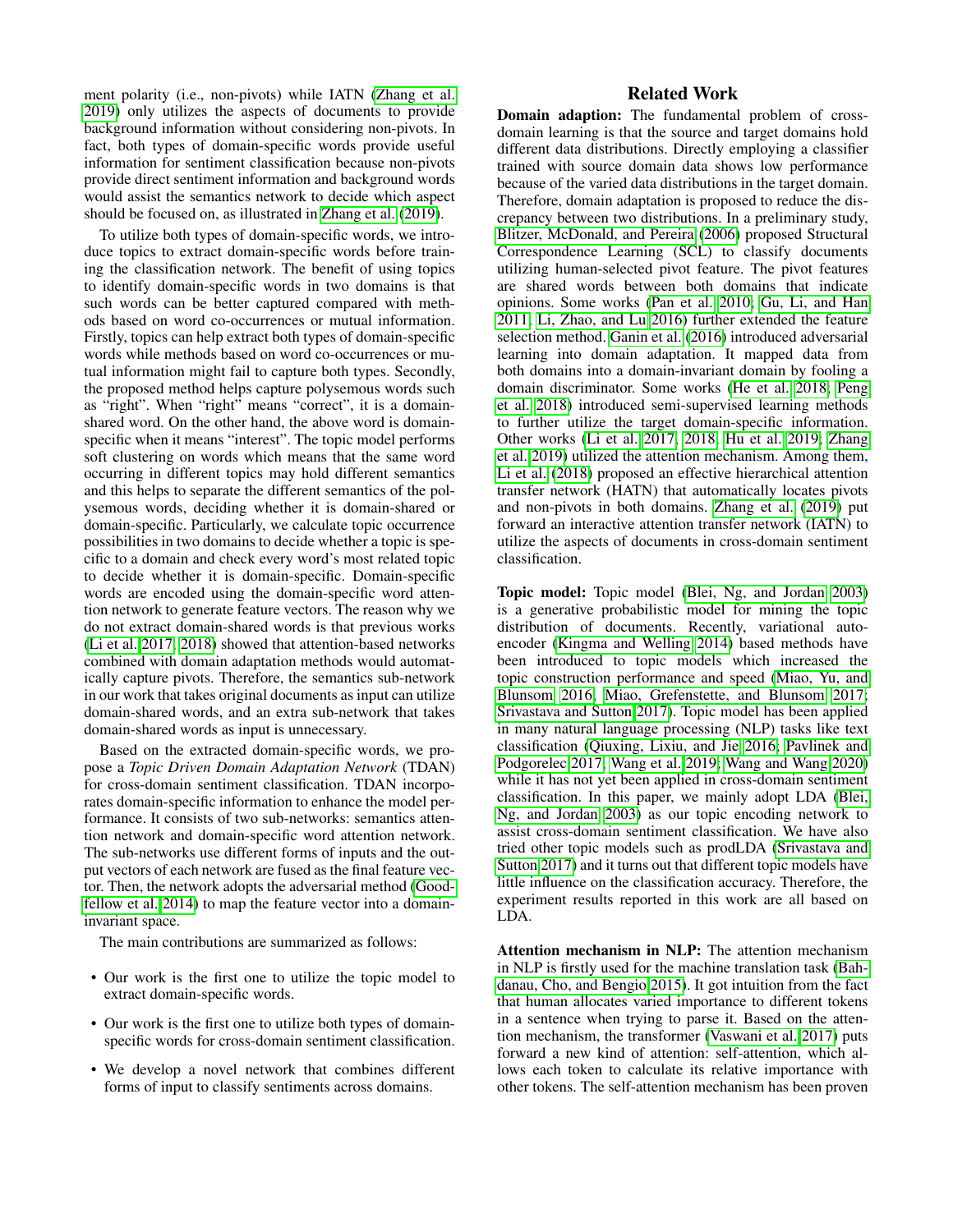ment polarity (i.e., non-pivots) while IATN (Zhang et al. 2019) only utilizes the aspects of documents to provide background information without considering non-pivots. In fact, both types of domain-specific words provide useful information for sentiment classification because non-pivots provide direct sentiment information and background words would assist the semantics network to decide which aspect should be focused on, as illustrated in Zhang et al. (2019).

To utilize both types of domain-specific words, we introduce topics to extract domain-specific words before training the classification network. The benefit of using topics to identify domain-specific words in two domains is that such words can be better captured compared with methods based on word co-occurrences or mutual information. Firstly, topics can help extract both types of domain-specific words while methods based on word co-occurrences or mutual information might fail to capture both types. Secondly, the proposed method helps capture polysemous words such as "right". When "right" means "correct", it is a domain-shared word. On the other hand, the above word is domain-specific when it means "interest". The topic model performs soft clustering on words which means that the same word occurring in different topics may hold different semantics and this helps to separate the different semantics of the polysemous words, deciding whether it is domain-shared or domain-specific. Particularly, we calculate topic occurrence possibilities in two domains to decide whether a topic is specific to a domain and check every word's most related topic to decide whether it is domain-specific. Domain-specific words are encoded using the domain-specific word attention network to generate feature vectors. The reason why we do not extract domain-shared words is that previous works (Li et al. 2017, 2018) showed that attention-based networks combined with domain adaptation methods would automatically capture pivots. Therefore, the semantics sub-network in our work that takes original documents as input can utilize domain-shared words, and an extra sub-network that takes domain-shared words as input is unnecessary.

Based on the extracted domain-specific words, we propose a *Topic Driven Domain Adaptation Network* (TDAN) for cross-domain sentiment classification. TDAN incorporates domain-specific information to enhance the model performance. It consists of two sub-networks: semantics attention network and domain-specific word attention network. The sub-networks use different forms of inputs and the output vectors of each network are fused as the final feature vector. Then, the network adopts the adversarial method (Goodfellow et al. 2014) to map the feature vector into a domain-invariant space.

The main contributions are summarized as follows:

- Our work is the first one to utilize the topic model to extract domain-specific words.
- Our work is the first one to utilize both types of domain-specific words for cross-domain sentiment classification.
- We develop a novel network that combines different forms of input to classify sentiments across domains.

## Related Work

**Domain adaption:** The fundamental problem of cross-domain learning is that the source and target domains hold different data distributions. Directly employing a classifier trained with source domain data shows low performance because of the varied data distributions in the target domain. Therefore, domain adaptation is proposed to reduce the discrepancy between two distributions. In a preliminary study, Blitzer, McDonald, and Pereira (2006) proposed Structural Correspondence Learning (SCL) to classify documents utilizing human-selected pivot feature. The pivot features are shared words between both domains that indicate opinions. Some works (Pan et al. 2010; Gu, Li, and Han 2011; Li, Zhao, and Lu 2016) further extended the feature selection method. Ganin et al. (2016) introduced adversarial learning into domain adaptation. It mapped data from both domains into a domain-invariant domain by fooling a domain discriminator. Some works (He et al. 2018; Peng et al. 2018) introduced semi-supervised learning methods to further utilize the target domain-specific information. Other works (Li et al. 2017, 2018; Hu et al. 2019; Zhang et al. 2019) utilized the attention mechanism. Among them, Li et al. (2018) proposed an effective hierarchical attention transfer network (HATN) that automatically locates pivots and non-pivots in both domains. Zhang et al. (2019) put forward an interactive attention transfer network (IATN) to utilize the aspects of documents in cross-domain sentiment classification.

**Topic model:** Topic model (Blei, Ng, and Jordan 2003) is a generative probabilistic model for mining the topic distribution of documents. Recently, variational autoencoder (Kingma and Welling 2014) based methods have been introduced to topic models which increased the topic construction performance and speed (Miao, Yu, and Blunsom 2016; Miao, Grefenstette, and Blunsom 2017; Srivastava and Sutton 2017). Topic model has been applied in many natural language processing (NLP) tasks like text classification (Qiuxing, Lixiu, and Jie 2016; Pavlinek and Podgorelec 2017; Wang et al. 2019; Wang and Wang 2020) while it has not yet been applied in cross-domain sentiment classification. In this paper, we mainly adopt LDA (Blei, Ng, and Jordan 2003) as our topic encoding network to assist cross-domain sentiment classification. We have also tried other topic models such as prodLDA (Srivastava and Sutton 2017) and it turns out that different topic models have little influence on the classification accuracy. Therefore, the experiment results reported in this work are all based on LDA.

**Attention mechanism in NLP:** The attention mechanism in NLP is firstly used for the machine translation task (Bahdanau, Cho, and Bengio 2015). It got intuition from the fact that human allocates varied importance to different tokens in a sentence when trying to parse it. Based on the attention mechanism, the transformer (Vaswani et al. 2017) puts forward a new kind of attention: self-attention, which allows each token to calculate its relative importance with other tokens. The self-attention mechanism has been proven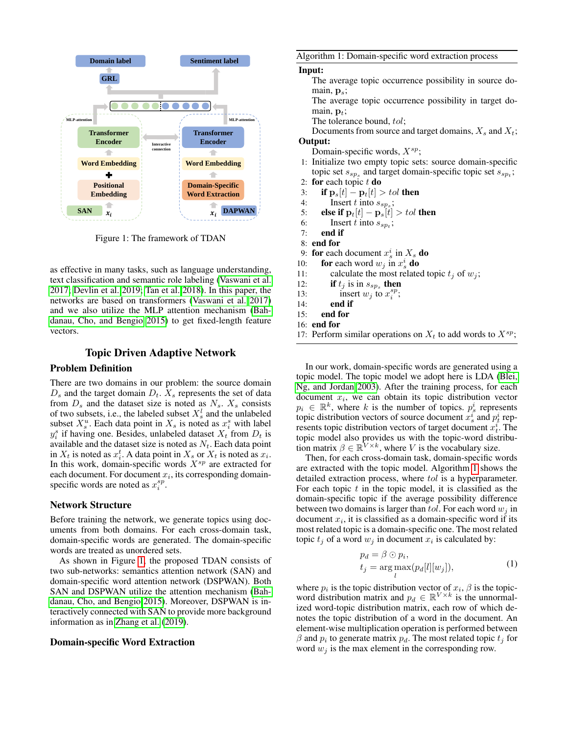Figure 1: The framework of TDAN

as effective in many tasks, such as language understanding, text classification and semantic role labeling (Vaswani et al. 2017; Devlin et al. 2019; Tan et al. 2018). In this paper, the networks are based on transformers (Vaswani et al. 2017) and we also utilize the MLP attention mechanism (Bahdanau, Cho, and Bengio 2015) to get fixed-length feature vectors.

## Topic Driven Adaptive Network

### Problem Definition

There are two domains in our problem: the source domain $D_s$ and the target domain $D_t$. $X_s$ represents the set of data from $D_s$ and the dataset size is noted as $N_s$. $X_s$ consists of two subsets, i.e., the labeled subset $X_s^l$ and the unlabeled subset $X_s^u$. Each data point in $X_s$ is noted as $x_i^s$ with label $y_i^s$ if having one. Besides, unlabeled dataset $X_t$ from $D_t$ is available and the dataset size is noted as $N_t$. Each data point in $X_t$ is noted as $x_i^t$. A data point in $X_s$ or $X_t$ is noted as $x_i$. In this work, domain-specific words $X^{sp}$ are extracted for each document. For document $x_i$, its corresponding domain-specific words are noted as $x_i^{sp}$.

### Network Structure

Before training the network, we generate topics using documents from both domains. For each cross-domain task, domain-specific words are generated. The domain-specific words are treated as unordered sets.

As shown in Figure 1, the proposed TDAN consists of two sub-networks: semantics attention network (SAN) and domain-specific word attention network (DSPWAN). Both SAN and DSPWAN utilize the attention mechanism (Bahdanau, Cho, and Bengio 2015). Moreover, DSPWAN is interactively connected with SAN to provide more background information as in Zhang et al. (2019).

### Domain-specific Word Extraction

**Algorithm 1:** Domain-specific word extraction process

**Input:**
The average topic occurrence possibility in source domain, $\mathbf{p}_s$;
The average topic occurrence possibility in target domain, $\mathbf{p}_t$;
The tolerance bound, $tol$;
Documents from source and target domains, $X_s$ and $X_t$;

**Output:**
Domain-specific words, $X^{sp}$;

1: Initialize two empty topic sets: source domain-specific topic set $s_{sp_s}$ and target domain-specific topic set $s_{sp_t}$;
2: **for** each topic $t$ **do**
3: &nbsp;&nbsp;**if** $\mathbf{p}_s[t] - \mathbf{p}_t[t] > tol$ **then**
4: &nbsp;&nbsp;&nbsp;&nbsp;Insert $t$ into $s_{sp_s}$;
5: &nbsp;&nbsp;**else if** $\mathbf{p}_t[t] - \mathbf{p}_s[t] > tol$ **then**
6: &nbsp;&nbsp;&nbsp;&nbsp;Insert $t$ into $s_{sp_t}$;
7: &nbsp;&nbsp;**end if**
8: **end for**
9: **for** each document $x_s^i$ in $X_s$ **do**
10: &nbsp;&nbsp;**for** each word $w_j$ in $x_s^i$ **do**
11: &nbsp;&nbsp;&nbsp;&nbsp;calculate the most related topic $t_j$ of $w_j$;
12: &nbsp;&nbsp;&nbsp;&nbsp;**if** $t_j$ is in $s_{sp_s}$ **then**
13: &nbsp;&nbsp;&nbsp;&nbsp;&nbsp;&nbsp;insert $w_j$ to $x_i^{sp}$;
14: &nbsp;&nbsp;&nbsp;&nbsp;**end if**
15: &nbsp;&nbsp;**end for**
16: **end for**
17: Perform similar operations on $X_t$ to add words to $X^{sp}$;

In our work, domain-specific words are generated using a topic model. The topic model we adopt here is LDA (Blei, Ng, and Jordan 2003). After the training process, for each document $x_i$, we can obtain its topic distribution vector $p_i \in \mathbb{R}^k$, where $k$ is the number of topics. $p_s^i$ represents topic distribution vectors of source document $x_s^i$ and $p_t^i$ represents topic distribution vectors of target document $x_t^i$. The topic model also provides us with the topic-word distribution matrix $\beta \in \mathbb{R}^{V \times k}$, where $V$ is the vocabulary size.

Then, for each cross-domain task, domain-specific words are extracted with the topic model. Algorithm 1 shows the detailed extraction process, where $tol$ is a hyperparameter. For each topic $t$ in the topic model, it is classified as the domain-specific topic if the average possibility difference between two domains is larger than $tol$. For each word $w_j$ in document $x_i$, it is classified as a domain-specific word if its most related topic is a domain-specific one. The most related topic $t_j$ of a word $w_j$ in document $x_i$ is calculated by:

$$
\begin{aligned}
p_d &= \beta \odot p_i, \\
t_j &= \arg\max_l (p_d[l][w_j]),
\end{aligned}
\tag{1}
$$

where $p_i$ is the topic distribution vector of $x_i$, $\beta$ is the topic-word distribution matrix and $p_d \in \mathbb{R}^{V \times k}$ is the unnormalized word-topic distribution matrix, each row of which denotes the topic distribution of a word in the document. An element-wise multiplication operation is performed between $\beta$ and $p_i$ to generate matrix $p_d$. The most related topic $t_j$ for word $w_j$ is the max element in the corresponding row.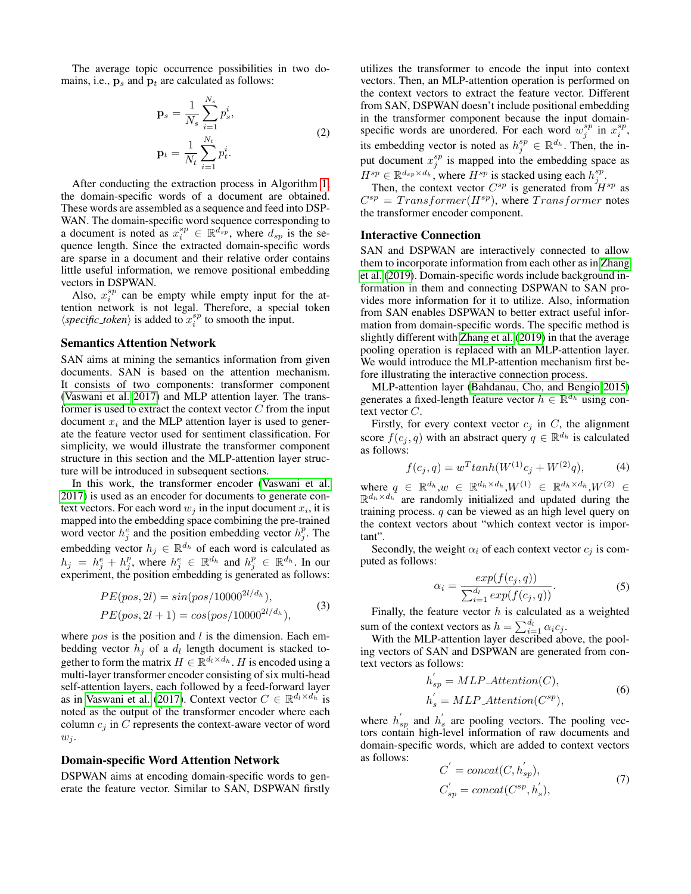The average topic occurrence possibilities in two domains, i.e., $\mathbf{p}_s$ and $\mathbf{p}_t$ are calculated as follows:

$$
\begin{aligned}
\mathbf{p}_s &= \frac{1}{N_s}\sum_{i=1}^{N_s} p_s^i, \\
\mathbf{p}_t &= \frac{1}{N_t}\sum_{i=1}^{N_t} p_t^i.
\end{aligned}
\tag{2}
$$

After conducting the extraction process in Algorithm 1, the domain-specific words of a document are obtained. These words are assembled as a sequence and feed into DSPWAN. The domain-specific word sequence corresponding to a document is noted as $x_i^{sp} \in \mathbb{R}^{d_{sp}}$, where $d_{sp}$ is the sequence length. Since the extracted domain-specific words are sparse in a document and their relative order contains little useful information, we remove positional embedding vectors in DSPWAN.

Also, $x_i^{sp}$ can be empty while empty input for the attention network is not legal. Therefore, a special token $\langle$*specific_token*$\rangle$ is added to $x_i^{sp}$ to smooth the input.

## Semantics Attention Network

SAN aims at mining the semantics information from given documents. SAN is based on the attention mechanism. It consists of two components: transformer component (Vaswani et al. 2017) and MLP attention layer. The transformer is used to extract the context vector $C$ from the input document $x_i$ and the MLP attention layer is used to generate the feature vector used for sentiment classification. For simplicity, we would illustrate the transformer component structure in this section and the MLP-attention layer structure will be introduced in subsequent sections.

In this work, the transformer encoder (Vaswani et al. 2017) is used as an encoder for documents to generate context vectors. For each word $w_j$ in the input document $x_i$, it is mapped into the embedding space combining the pre-trained word vector $h_j^e$ and the position embedding vector $h_j^p$. The embedding vector $h_j \in \mathbb{R}^{d_h}$ of each word is calculated as $h_j = h_j^e + h_j^p$, where $h_j^e \in \mathbb{R}^{d_h}$ and $h_j^p \in \mathbb{R}^{d_h}$. In our experiment, the position embedding is generated as follows:

$$
\begin{aligned}
PE(pos, 2l) &= sin(pos/10000^{2l/d_h}), \\
PE(pos, 2l+1) &= cos(pos/10000^{2l/d_h}),
\end{aligned}
\tag{3}
$$

where $pos$ is the position and $l$ is the dimension. Each embedding vector $h_j$ of a $d_l$ length document is stacked together to form the matrix $H \in \mathbb{R}^{d_l \times d_h}$. $H$ is encoded using a multi-layer transformer encoder consisting of six multi-head self-attention layers, each followed by a feed-forward layer as in Vaswani et al. (2017). Context vector $C \in \mathbb{R}^{d_l \times d_h}$ is noted as the output of the transformer encoder where each column $c_j$ in $C$ represents the context-aware vector of word $w_j$.

## Domain-specific Word Attention Network

DSPWAN aims at encoding domain-specific words to generate the feature vector. Similar to SAN, DSPWAN firstly utilizes the transformer to encode the input into context vectors. Then, an MLP-attention operation is performed on the context vectors to extract the feature vector. Different from SAN, DSPWAN doesn't include positional embedding in the transformer component because the input domain-specific words are unordered. For each word $w_j^{sp}$ in $x_i^{sp}$, its embedding vector is noted as $h_j^{sp} \in \mathbb{R}^{d_h}$. Then, the input document $x_j^{sp}$ is mapped into the embedding space as $H^{sp} \in \mathbb{R}^{d_{sp} \times d_h}$, where $H^{sp}$ is stacked using each $h_j^{sp}$.

Then, the context vector $C^{sp}$ is generated from $H^{sp}$ as $C^{sp} = Transformer(H^{sp})$, where $Transformer$ notes the transformer encoder component.

## Interactive Connection

SAN and DSPWAN are interactively connected to allow them to incorporate information from each other as in Zhang et al. (2019). Domain-specific words include background information in them and connecting DSPWAN to SAN provides more information for it to utilize. Also, information from SAN enables DSPWAN to better extract useful information from domain-specific words. The specific method is slightly different with Zhang et al. (2019) in that the average pooling operation is replaced with an MLP-attention layer. We would introduce the MLP-attention mechanism first before illustrating the interactive connection process.

MLP-attention layer (Bahdanau, Cho, and Bengio 2015) generates a fixed-length feature vector $h \in \mathbb{R}^{d_h}$ using context vector $C$.

Firstly, for every context vector $c_j$ in $C$, the alignment score $f(c_j, q)$ with an abstract query $q \in \mathbb{R}^{d_h}$ is calculated as follows:

$$
f(c_j, q) = w^T tanh(W^{(1)} c_j + W^{(2)} q),
\tag{4}
$$

where $q \in \mathbb{R}^{d_h}$, $w \in \mathbb{R}^{d_h \times d_h}$, $W^{(1)} \in \mathbb{R}^{d_h \times d_h}$, $W^{(2)} \in \mathbb{R}^{d_h \times d_h}$ are randomly initialized and updated during the training process. $q$ can be viewed as an high level query on the context vectors about "which context vector is important".

Secondly, the weight $\alpha_i$ of each context vector $c_j$ is computed as follows:

$$
\alpha_i = \frac{exp(f(c_j, q))}{\sum_{i=1}^{d_l} exp(f(c_j, q))}.
\tag{5}
$$

Finally, the feature vector $h$ is calculated as a weighted sum of the context vectors as $h = \sum_{i=1}^{d_l} \alpha_i c_j$.

With the MLP-attention layer described above, the pooling vectors of SAN and DSPWAN are generated from context vectors as follows:

$$
\begin{aligned}
h'_{sp} &= MLP\_Attention(C), \\
h'_s &= MLP\_Attention(C^{sp}),
\end{aligned}
\tag{6}
$$

where $h'_{sp}$ and $h'_s$ are pooling vectors. The pooling vectors contain high-level information of raw documents and domain-specific words, which are added to context vectors as follows:

$$
\begin{aligned}
C' &= concat(C, h'_{sp}), \\
C'_{sp} &= concat(C^{sp}, h'_s),
\end{aligned}
\tag{7}
$$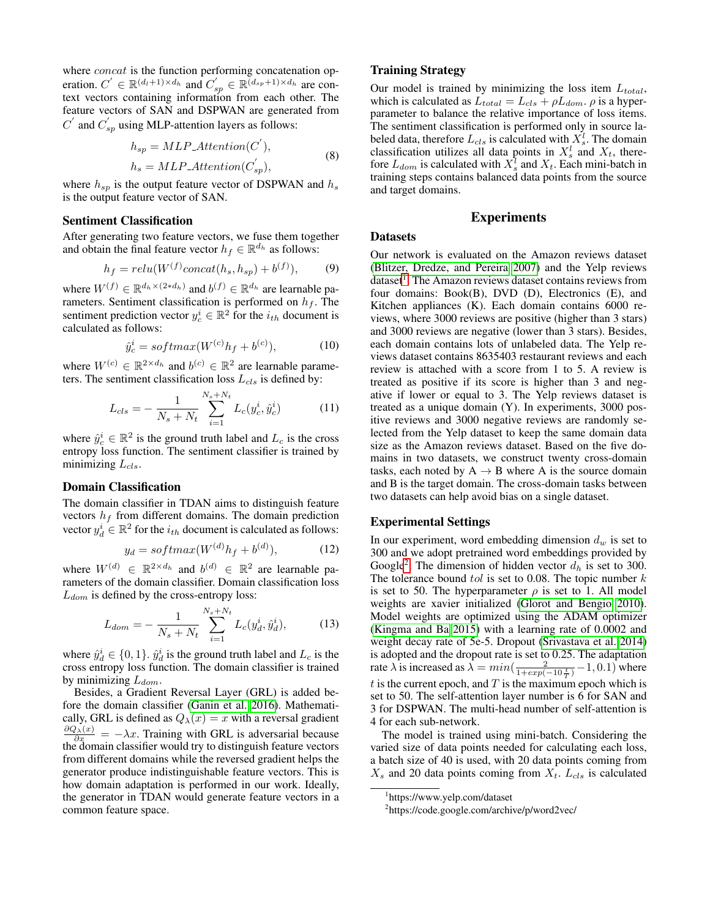where *concat* is the function performing concatenation operation. $C^{'} \in \mathbb{R}^{(d_l+1)\times d_h}$ and $C^{'}_{sp} \in \mathbb{R}^{(d_{sp}+1)\times d_h}$ are context vectors containing information from each other. The feature vectors of SAN and DSPWAN are generated from $C^{'}$ and $C^{'}_{sp}$ using MLP-attention layers as follows:

$$
\begin{aligned}
h_{sp} &= MLP\_Attention(C^{'}), \\
h_s &= MLP\_Attention(C^{'}_{sp}),
\end{aligned}
\tag{8}
$$

where $h_{sp}$ is the output feature vector of DSPWAN and $h_s$ is the output feature vector of SAN.

### Sentiment Classification

After generating two feature vectors, we fuse them together and obtain the final feature vector $h_f \in \mathbb{R}^{d_h}$ as follows:

$$
h_f = relu(W^{(f)} concat(h_s, h_{sp}) + b^{(f)}), \tag{9}
$$

where $W^{(f)} \in \mathbb{R}^{d_h \times (2 * d_h)}$ and $b^{(f)} \in \mathbb{R}^{d_h}$ are learnable parameters. Sentiment classification is performed on $h_f$. The sentiment prediction vector $y^i_c \in \mathbb{R}^2$ for the $i_{th}$ document is calculated as follows:

$$
\hat{y}^i_c = softmax(W^{(c)} h_f + b^{(c)}), \tag{10}
$$

where $W^{(c)} \in \mathbb{R}^{2\times d_h}$ and $b^{(c)} \in \mathbb{R}^2$ are learnable parameters. The sentiment classification loss $L_{cls}$ is defined by:

$$
L_{cls} = -\frac{1}{N_s + N_t} \sum_{i=1}^{N_s+N_t} L_c(y^i_c, \hat{y}^i_c) \tag{11}
$$

where $\hat{y}^i_c \in \mathbb{R}^2$ is the ground truth label and $L_c$ is the cross entropy loss function. The sentiment classifier is trained by minimizing $L_{cls}$.

### Domain Classification

The domain classifier in TDAN aims to distinguish feature vectors $h_f$ from different domains. The domain prediction vector $y^i_d \in \mathbb{R}^2$ for the $i_{th}$ document is calculated as follows:

$$
y_d = softmax(W^{(d)} h_f + b^{(d)}), \tag{12}
$$

where $W^{(d)} \in \mathbb{R}^{2\times d_h}$ and $b^{(d)} \in \mathbb{R}^2$ are learnable parameters of the domain classifier. Domain classification loss $L_{dom}$ is defined by the cross-entropy loss:

$$
L_{dom} = -\frac{1}{N_s + N_t} \sum_{i=1}^{N_s+N_t} L_c(y^i_d, \hat{y}^i_d), \tag{13}
$$

where $\hat{y}^i_d \in \{0, 1\}$. $\hat{y}^i_d$ is the ground truth label and $L_c$ is the cross entropy loss function. The domain classifier is trained by minimizing $L_{dom}$.

Besides, a Gradient Reversal Layer (GRL) is added before the domain classifier (Ganin et al. 2016). Mathematically, GRL is defined as $Q_\lambda(x) = x$ with a reversal gradient $\frac{\partial Q_\lambda(x)}{\partial x} = -\lambda x$. Training with GRL is adversarial because the domain classifier would try to distinguish feature vectors from different domains while the reversed gradient helps the generator produce indistinguishable feature vectors. This is how domain adaptation is performed in our work. Ideally, the generator in TDAN would generate feature vectors in a common feature space.

### Training Strategy

Our model is trained by minimizing the loss item $L_{total}$, which is calculated as $L_{total} = L_{cls} + \rho L_{dom}$. $\rho$ is a hyperparameter to balance the relative importance of loss items. The sentiment classification is performed only in source labeled data, therefore $L_{cls}$ is calculated with $X^l_s$. The domain classification utilizes all data points in $X^l_s$ and $X_t$, therefore $L_{dom}$ is calculated with $X^l_s$ and $X_t$. Each mini-batch in training steps contains balanced data points from the source and target domains.

## Experiments

### Datasets

Our network is evaluated on the Amazon reviews dataset (Blitzer, Dredze, and Pereira 2007) and the Yelp reviews dataset[1]. The Amazon reviews dataset contains reviews from four domains: Book(B), DVD (D), Electronics (E), and Kitchen appliances (K). Each domain contains 6000 reviews, where 3000 reviews are positive (higher than 3 stars) and 3000 reviews are negative (lower than 3 stars). Besides, each domain contains lots of unlabeled data. The Yelp reviews dataset contains 8635403 restaurant reviews and each review is attached with a score from 1 to 5. A review is treated as positive if its score is higher than 3 and negative if lower or equal to 3. The Yelp reviews dataset is treated as a unique domain (Y). In experiments, 3000 positive reviews and 3000 negative reviews are randomly selected from the Yelp dataset to keep the same domain data size as the Amazon reviews dataset. Based on the five domains in two datasets, we construct twenty cross-domain tasks, each noted by A → B where A is the source domain and B is the target domain. The cross-domain tasks between two datasets can help avoid bias on a single dataset.

### Experimental Settings

In our experiment, word embedding dimension $d_w$ is set to 300 and we adopt pretrained word embeddings provided by Google[2]. The dimension of hidden vector $d_h$ is set to 300. The tolerance bound $tol$ is set to 0.08. The topic number $k$ is set to 50. The hyperparameter $\rho$ is set to 1. All model weights are xavier initialized (Glorot and Bengio 2010). Model weights are optimized using the ADAM optimizer (Kingma and Ba 2015) with a learning rate of 0.0002 and weight decay rate of 5e-5. Dropout (Srivastava et al. 2014) is adopted and the dropout rate is set to 0.25. The adaptation rate $\lambda$ is increased as $\lambda = min(\frac{2}{1+exp(-10\frac{t}{T})} - 1, 0.1)$ where $t$ is the current epoch, and $T$ is the maximum epoch which is set to 50. The self-attention layer number is 6 for SAN and 3 for DSPWAN. The multi-head number of self-attention is 4 for each sub-network.

The model is trained using mini-batch. Considering the varied size of data points needed for calculating each loss, a batch size of 40 is used, with 20 data points coming from $X_s$ and 20 data points coming from $X_t$. $L_{cls}$ is calculated

[1] https://www.yelp.com/dataset

[2] https://code.google.com/archive/p/word2vec/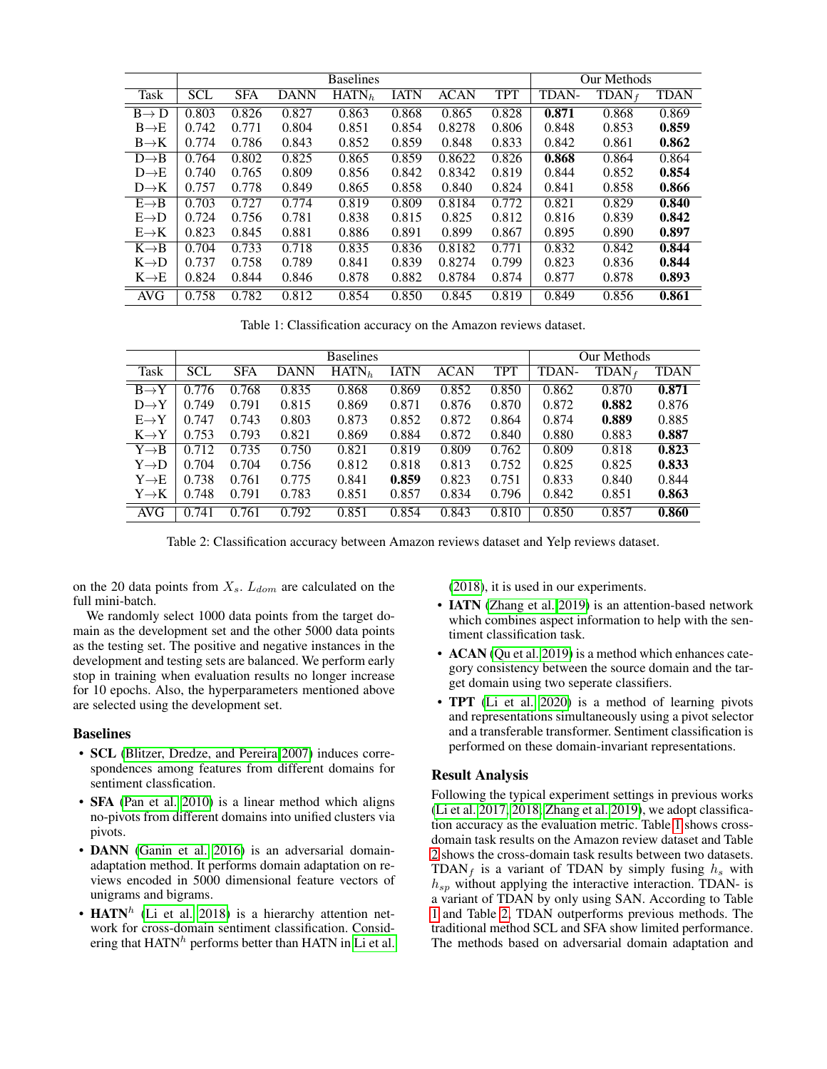| | Baselines | | | | | | | Our Methods | | |
|---|---|---|---|---|---|---|---|---|---|---|
| Task | SCL | SFA | DANN | HATN$_h$ | IATN | ACAN | TPT | TDAN- | TDAN$_f$ | TDAN |
| B→ D | 0.803 | 0.826 | 0.827 | 0.863 | 0.868 | 0.865 | 0.828 | **0.871** | 0.868 | 0.869 |
| B→E | 0.742 | 0.771 | 0.804 | 0.851 | 0.854 | 0.8278 | 0.806 | 0.848 | 0.853 | **0.859** |
| B→K | 0.774 | 0.786 | 0.843 | 0.852 | 0.859 | 0.848 | 0.833 | 0.842 | 0.861 | **0.862** |
| D→B | 0.764 | 0.802 | 0.825 | 0.865 | 0.859 | 0.8622 | 0.826 | **0.868** | 0.864 | 0.864 |
| D→E | 0.740 | 0.765 | 0.809 | 0.856 | 0.842 | 0.8342 | 0.819 | 0.844 | 0.852 | **0.854** |
| D→K | 0.757 | 0.778 | 0.849 | 0.865 | 0.858 | 0.840 | 0.824 | 0.841 | 0.858 | **0.866** |
| E→B | 0.703 | 0.727 | 0.774 | 0.819 | 0.809 | 0.8184 | 0.772 | 0.821 | 0.829 | **0.840** |
| E→D | 0.724 | 0.756 | 0.781 | 0.838 | 0.815 | 0.825 | 0.812 | 0.816 | 0.839 | **0.842** |
| E→K | 0.823 | 0.845 | 0.881 | 0.886 | 0.891 | 0.899 | 0.867 | 0.895 | 0.890 | **0.897** |
| K→B | 0.704 | 0.733 | 0.718 | 0.835 | 0.836 | 0.8182 | 0.771 | 0.832 | 0.842 | **0.844** |
| K→D | 0.737 | 0.758 | 0.789 | 0.841 | 0.839 | 0.8274 | 0.799 | 0.823 | 0.836 | **0.844** |
| K→E | 0.824 | 0.844 | 0.846 | 0.878 | 0.882 | 0.8784 | 0.874 | 0.877 | 0.878 | **0.893** |
| AVG | 0.758 | 0.782 | 0.812 | 0.854 | 0.850 | 0.845 | 0.819 | 0.849 | 0.856 | **0.861** |

Table 1: Classification accuracy on the Amazon reviews dataset.

| | Baselines | | | | | | | Our Methods | | |
|---|---|---|---|---|---|---|---|---|---|---|
| Task | SCL | SFA | DANN | HATN$_h$ | IATN | ACAN | TPT | TDAN- | TDAN$_f$ | TDAN |
| B→Y | 0.776 | 0.768 | 0.835 | 0.868 | 0.869 | 0.852 | 0.850 | 0.862 | 0.870 | **0.871** |
| D→Y | 0.749 | 0.791 | 0.815 | 0.869 | 0.871 | 0.876 | 0.870 | 0.872 | **0.882** | 0.876 |
| E→Y | 0.747 | 0.743 | 0.803 | 0.873 | 0.852 | 0.872 | 0.864 | 0.874 | **0.889** | 0.885 |
| K→Y | 0.753 | 0.793 | 0.821 | 0.869 | 0.884 | 0.872 | 0.840 | 0.880 | 0.883 | **0.887** |
| Y→B | 0.712 | 0.735 | 0.750 | 0.821 | 0.819 | 0.809 | 0.762 | 0.809 | 0.818 | **0.823** |
| Y→D | 0.704 | 0.704 | 0.756 | 0.812 | 0.818 | 0.813 | 0.752 | 0.825 | 0.825 | **0.833** |
| Y→E | 0.738 | 0.761 | 0.775 | 0.841 | **0.859** | 0.823 | 0.751 | 0.833 | 0.840 | 0.844 |
| Y→K | 0.748 | 0.791 | 0.783 | 0.851 | 0.857 | 0.834 | 0.796 | 0.842 | 0.851 | **0.863** |
| AVG | 0.741 | 0.761 | 0.792 | 0.851 | 0.854 | 0.843 | 0.810 | 0.850 | 0.857 | **0.860** |

Table 2: Classification accuracy between Amazon reviews dataset and Yelp reviews dataset.

on the 20 data points from $X_s$. $L_{dom}$ are calculated on the full mini-batch.

We randomly select 1000 data points from the target domain as the development set and the other 5000 data points as the testing set. The positive and negative instances in the development and testing sets are balanced. We perform early stop in training when evaluation results no longer increase for 10 epochs. Also, the hyperparameters mentioned above are selected using the development set.

## Baselines

- **SCL** (Blitzer, Dredze, and Pereira 2007) induces correspondences among features from different domains for sentiment classfication.
- **SFA** (Pan et al. 2010) is a linear method which aligns no-pivots from different domains into unified clusters via pivots.
- **DANN** (Ganin et al. 2016) is an adversarial domain-adaptation method. It performs domain adaptation on reviews encoded in 5000 dimensional feature vectors of unigrams and bigrams.
- **HATN$^h$** (Li et al. 2018) is a hierarchy attention network for cross-domain sentiment classification. Considering that HATN$^h$ performs better than HATN in Li et al. (2018), it is used in our experiments.
- **IATN** (Zhang et al. 2019) is an attention-based network which combines aspect information to help with the sentiment classification task.
- **ACAN** (Qu et al. 2019) is a method which enhances category consistency between the source domain and the target domain using two seperate classifiers.
- **TPT** (Li et al. 2020) is a method of learning pivots and representations simultaneously using a pivot selector and a transferable transformer. Sentiment classification is performed on these domain-invariant representations.

## Result Analysis

Following the typical experiment settings in previous works (Li et al. 2017, 2018; Zhang et al. 2019), we adopt classification accuracy as the evaluation metric. Table 1 shows cross-domain task results on the Amazon review dataset and Table 2 shows the cross-domain task results between two datasets. TDAN$_f$ is a variant of TDAN by simply fusing $h_s$ with $h_{sp}$ without applying the interactive interaction. TDAN- is a variant of TDAN by only using SAN. According to Table 1 and Table 2, TDAN outperforms previous methods. The traditional method SCL and SFA show limited performance. The methods based on adversarial domain adaptation and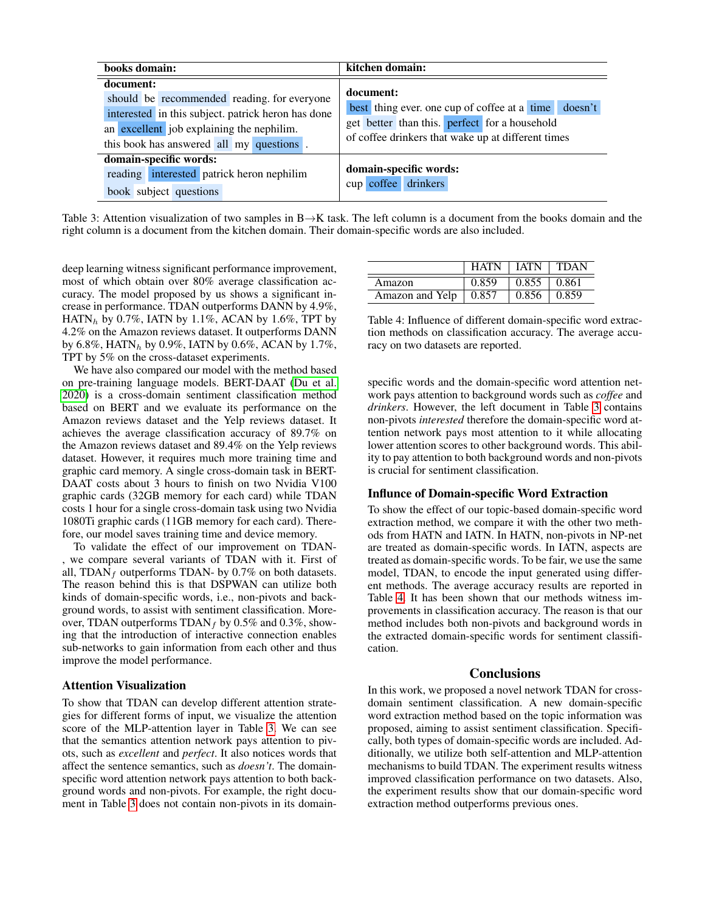| books domain: | kitchen domain: |
|---|---|
| **document:** should be recommended reading. for everyone interested in this subject. patrick heron has done an excellent job explaining the nephilim. this book has answered all my questions . | **document:** best thing ever. one cup of coffee at a time doesn't get better than this. perfect for a household of coffee drinkers that wake up at different times |
| **domain-specific words:** reading interested patrick heron nephilim book subject questions | **domain-specific words:** cup coffee drinkers |

Table 3: Attention visualization of two samples in B→K task. The left column is a document from the books domain and the right column is a document from the kitchen domain. Their domain-specific words are also included.

deep learning witness significant performance improvement, most of which obtain over 80% average classification accuracy. The model proposed by us shows a significant increase in performance. TDAN outperforms DANN by 4.9%, HATN$_h$ by 0.7%, IATN by 1.1%, ACAN by 1.6%, TPT by 4.2% on the Amazon reviews dataset. It outperforms DANN by 6.8%, HATN$_h$ by 0.9%, IATN by 0.6%, ACAN by 1.7%, TPT by 5% on the cross-dataset experiments.

We have also compared our model with the method based on pre-training language models. BERT-DAAT (Du et al. 2020) is a cross-domain sentiment classification method based on BERT and we evaluate its performance on the Amazon reviews dataset and the Yelp reviews dataset. It achieves the average classification accuracy of 89.7% on the Amazon reviews dataset and 89.4% on the Yelp reviews dataset. However, it requires much more training time and graphic card memory. A single cross-domain task in BERT-DAAT costs about 3 hours to finish on two Nvidia V100 graphic cards (32GB memory for each card) while TDAN costs 1 hour for a single cross-domain task using two Nvidia 1080Ti graphic cards (11GB memory for each card). Therefore, our model saves training time and device memory.

To validate the effect of our improvement on TDAN-, we compare several variants of TDAN with it. First of all, TDAN$_f$ outperforms TDAN- by 0.7% on both datasets. The reason behind this is that DSPWAN can utilize both kinds of domain-specific words, i.e., non-pivots and background words, to assist with sentiment classification. Moreover, TDAN outperforms TDAN$_f$ by 0.5% and 0.3%, showing that the introduction of interactive connection enables sub-networks to gain information from each other and thus improve the model performance.

### Attention Visualization

To show that TDAN can develop different attention strategies for different forms of input, we visualize the attention score of the MLP-attention layer in Table 3. We can see that the semantics attention network pays attention to pivots, such as *excellent* and *perfect*. It also notices words that affect the sentence semantics, such as *doesn't*. The domain-specific word attention network pays attention to both background words and non-pivots. For example, the right document in Table 3 does not contain non-pivots in its domain-specific words and the domain-specific word attention network pays attention to background words such as *coffee* and *drinkers*. However, the left document in Table 3 contains non-pivots *interested* therefore the domain-specific word attention network pays most attention to it while allocating lower attention scores to other background words. This ability to pay attention to both background words and non-pivots is crucial for sentiment classification.

| | HATN | IATN | TDAN |
|---|---|---|---|
| Amazon | 0.859 | 0.855 | 0.861 |
| Amazon and Yelp | 0.857 | 0.856 | 0.859 |

Table 4: Influence of different domain-specific word extraction methods on classification accuracy. The average accuracy on two datasets are reported.

### Influnce of Domain-specific Word Extraction

To show the effect of our topic-based domain-specific word extraction method, we compare it with the other two methods from HATN and IATN. In HATN, non-pivots in NP-net are treated as domain-specific words. In IATN, aspects are treated as domain-specific words. To be fair, we use the same model, TDAN, to encode the input generated using different methods. The average accuracy results are reported in Table 4. It has been shown that our methods witness improvements in classification accuracy. The reason is that our method includes both non-pivots and background words in the extracted domain-specific words for sentiment classification.

## Conclusions

In this work, we proposed a novel network TDAN for cross-domain sentiment classification. A new domain-specific word extraction method based on the topic information was proposed, aiming to assist sentiment classification. Specifically, both types of domain-specific words are included. Additionally, we utilize both self-attention and MLP-attention mechanisms to build TDAN. The experiment results witness improved classification performance on two datasets. Also, the experiment results show that our domain-specific word extraction method outperforms previous ones.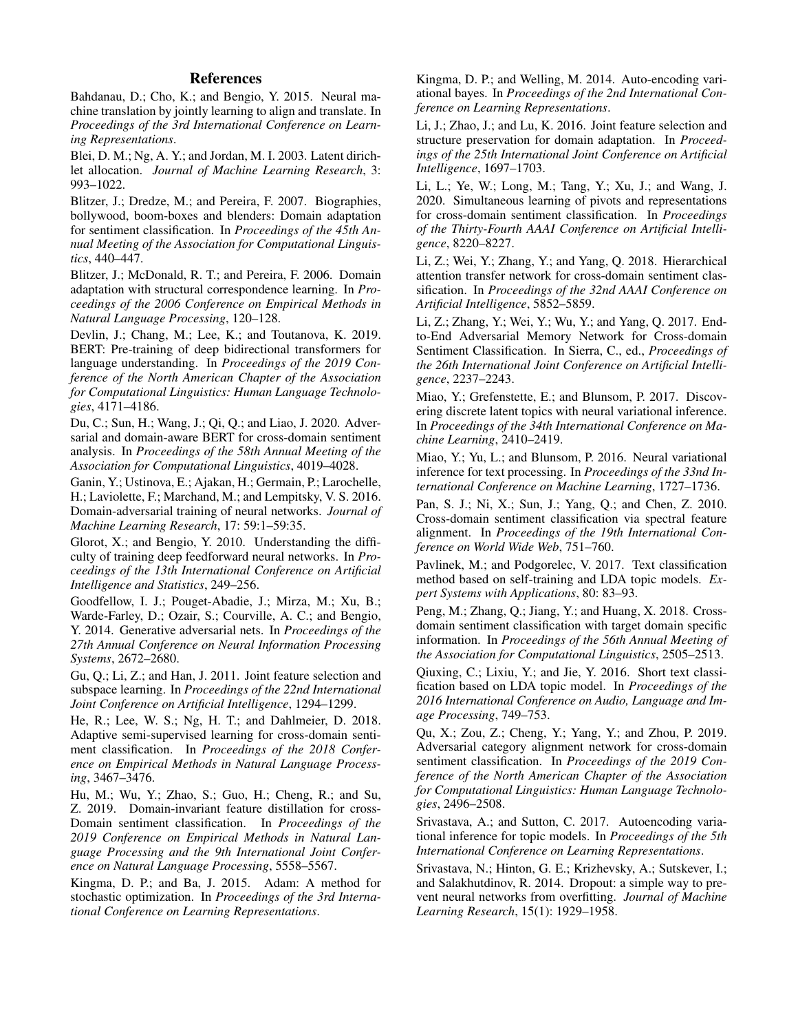## References

Bahdanau, D.; Cho, K.; and Bengio, Y. 2015. Neural machine translation by jointly learning to align and translate. In *Proceedings of the 3rd International Conference on Learning Representations*.

Blei, D. M.; Ng, A. Y.; and Jordan, M. I. 2003. Latent dirichlet allocation. *Journal of Machine Learning Research*, 3: 993–1022.

Blitzer, J.; Dredze, M.; and Pereira, F. 2007. Biographies, bollywood, boom-boxes and blenders: Domain adaptation for sentiment classification. In *Proceedings of the 45th Annual Meeting of the Association for Computational Linguistics*, 440–447.

Blitzer, J.; McDonald, R. T.; and Pereira, F. 2006. Domain adaptation with structural correspondence learning. In *Proceedings of the 2006 Conference on Empirical Methods in Natural Language Processing*, 120–128.

Devlin, J.; Chang, M.; Lee, K.; and Toutanova, K. 2019. BERT: Pre-training of deep bidirectional transformers for language understanding. In *Proceedings of the 2019 Conference of the North American Chapter of the Association for Computational Linguistics: Human Language Technologies*, 4171–4186.

Du, C.; Sun, H.; Wang, J.; Qi, Q.; and Liao, J. 2020. Adversarial and domain-aware BERT for cross-domain sentiment analysis. In *Proceedings of the 58th Annual Meeting of the Association for Computational Linguistics*, 4019–4028.

Ganin, Y.; Ustinova, E.; Ajakan, H.; Germain, P.; Larochelle, H.; Laviolette, F.; Marchand, M.; and Lempitsky, V. S. 2016. Domain-adversarial training of neural networks. *Journal of Machine Learning Research*, 17: 59:1–59:35.

Glorot, X.; and Bengio, Y. 2010. Understanding the difficulty of training deep feedforward neural networks. In *Proceedings of the 13th International Conference on Artificial Intelligence and Statistics*, 249–256.

Goodfellow, I. J.; Pouget-Abadie, J.; Mirza, M.; Xu, B.; Warde-Farley, D.; Ozair, S.; Courville, A. C.; and Bengio, Y. 2014. Generative adversarial nets. In *Proceedings of the 27th Annual Conference on Neural Information Processing Systems*, 2672–2680.

Gu, Q.; Li, Z.; and Han, J. 2011. Joint feature selection and subspace learning. In *Proceedings of the 22nd International Joint Conference on Artificial Intelligence*, 1294–1299.

He, R.; Lee, W. S.; Ng, H. T.; and Dahlmeier, D. 2018. Adaptive semi-supervised learning for cross-domain sentiment classification. In *Proceedings of the 2018 Conference on Empirical Methods in Natural Language Processing*, 3467–3476.

Hu, M.; Wu, Y.; Zhao, S.; Guo, H.; Cheng, R.; and Su, Z. 2019. Domain-invariant feature distillation for cross-Domain sentiment classification. In *Proceedings of the 2019 Conference on Empirical Methods in Natural Language Processing and the 9th International Joint Conference on Natural Language Processing*, 5558–5567.

Kingma, D. P.; and Ba, J. 2015. Adam: A method for stochastic optimization. In *Proceedings of the 3rd International Conference on Learning Representations*.

Kingma, D. P.; and Welling, M. 2014. Auto-encoding variational bayes. In *Proceedings of the 2nd International Conference on Learning Representations*.

Li, J.; Zhao, J.; and Lu, K. 2016. Joint feature selection and structure preservation for domain adaptation. In *Proceedings of the 25th International Joint Conference on Artificial Intelligence*, 1697–1703.

Li, L.; Ye, W.; Long, M.; Tang, Y.; Xu, J.; and Wang, J. 2020. Simultaneous learning of pivots and representations for cross-domain sentiment classification. In *Proceedings of the Thirty-Fourth AAAI Conference on Artificial Intelligence*, 8220–8227.

Li, Z.; Wei, Y.; Zhang, Y.; and Yang, Q. 2018. Hierarchical attention transfer network for cross-domain sentiment classification. In *Proceedings of the 32nd AAAI Conference on Artificial Intelligence*, 5852–5859.

Li, Z.; Zhang, Y.; Wei, Y.; Wu, Y.; and Yang, Q. 2017. End-to-End Adversarial Memory Network for Cross-domain Sentiment Classification. In Sierra, C., ed., *Proceedings of the 26th International Joint Conference on Artificial Intelligence*, 2237–2243.

Miao, Y.; Grefenstette, E.; and Blunsom, P. 2017. Discovering discrete latent topics with neural variational inference. In *Proceedings of the 34th International Conference on Machine Learning*, 2410–2419.

Miao, Y.; Yu, L.; and Blunsom, P. 2016. Neural variational inference for text processing. In *Proceedings of the 33nd International Conference on Machine Learning*, 1727–1736.

Pan, S. J.; Ni, X.; Sun, J.; Yang, Q.; and Chen, Z. 2010. Cross-domain sentiment classification via spectral feature alignment. In *Proceedings of the 19th International Conference on World Wide Web*, 751–760.

Pavlinek, M.; and Podgorelec, V. 2017. Text classification method based on self-training and LDA topic models. *Expert Systems with Applications*, 80: 83–93.

Peng, M.; Zhang, Q.; Jiang, Y.; and Huang, X. 2018. Cross-domain sentiment classification with target domain specific information. In *Proceedings of the 56th Annual Meeting of the Association for Computational Linguistics*, 2505–2513.

Qiuxing, C.; Lixiu, Y.; and Jie, Y. 2016. Short text classification based on LDA topic model. In *Proceedings of the 2016 International Conference on Audio, Language and Image Processing*, 749–753.

Qu, X.; Zou, Z.; Cheng, Y.; Yang, Y.; and Zhou, P. 2019. Adversarial category alignment network for cross-domain sentiment classification. In *Proceedings of the 2019 Conference of the North American Chapter of the Association for Computational Linguistics: Human Language Technologies*, 2496–2508.

Srivastava, A.; and Sutton, C. 2017. Autoencoding variational inference for topic models. In *Proceedings of the 5th International Conference on Learning Representations*.

Srivastava, N.; Hinton, G. E.; Krizhevsky, A.; Sutskever, I.; and Salakhutdinov, R. 2014. Dropout: a simple way to prevent neural networks from overfitting. *Journal of Machine Learning Research*, 15(1): 1929–1958.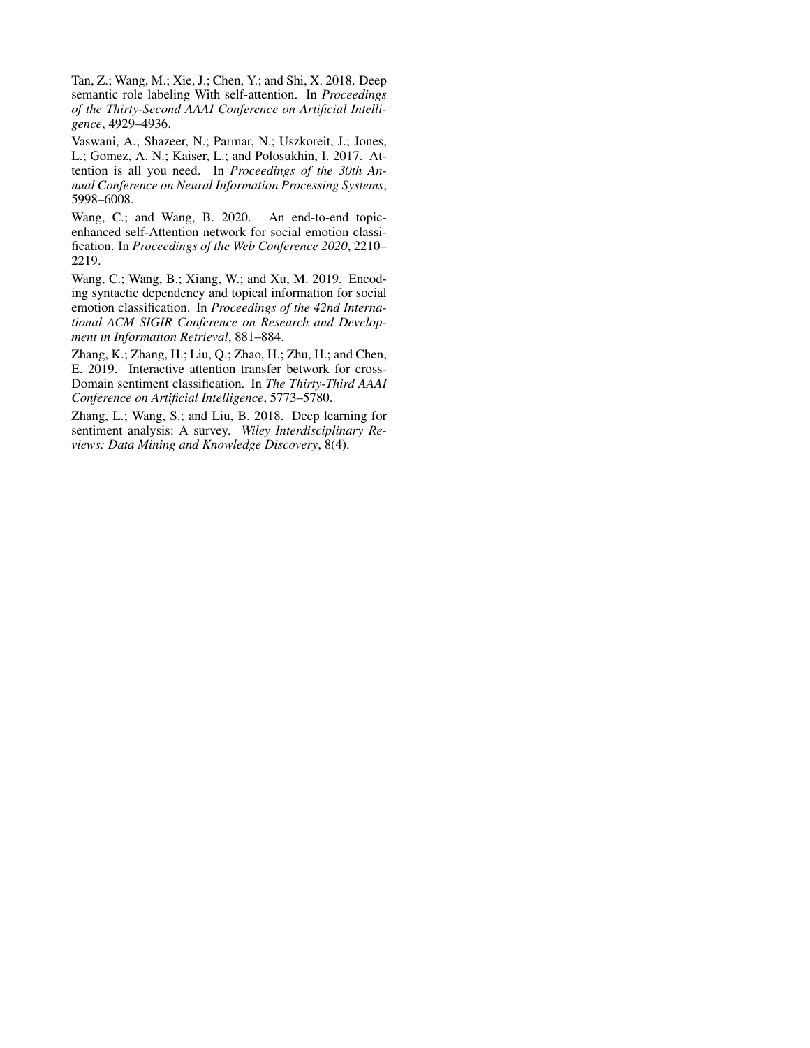Tan, Z.; Wang, M.; Xie, J.; Chen, Y.; and Shi, X. 2018. Deep semantic role labeling With self-attention. In *Proceedings of the Thirty-Second AAAI Conference on Artificial Intelligence*, 4929–4936.

Vaswani, A.; Shazeer, N.; Parmar, N.; Uszkoreit, J.; Jones, L.; Gomez, A. N.; Kaiser, L.; and Polosukhin, I. 2017. Attention is all you need. In *Proceedings of the 30th Annual Conference on Neural Information Processing Systems*, 5998–6008.

Wang, C.; and Wang, B. 2020. An end-to-end topic-enhanced self-Attention network for social emotion classification. In *Proceedings of the Web Conference 2020*, 2210–2219.

Wang, C.; Wang, B.; Xiang, W.; and Xu, M. 2019. Encoding syntactic dependency and topical information for social emotion classification. In *Proceedings of the 42nd International ACM SIGIR Conference on Research and Development in Information Retrieval*, 881–884.

Zhang, K.; Zhang, H.; Liu, Q.; Zhao, H.; Zhu, H.; and Chen, E. 2019. Interactive attention transfer betwork for cross-Domain sentiment classification. In *The Thirty-Third AAAI Conference on Artificial Intelligence*, 5773–5780.

Zhang, L.; Wang, S.; and Liu, B. 2018. Deep learning for sentiment analysis: A survey. *Wiley Interdisciplinary Reviews: Data Mining and Knowledge Discovery*, 8(4).